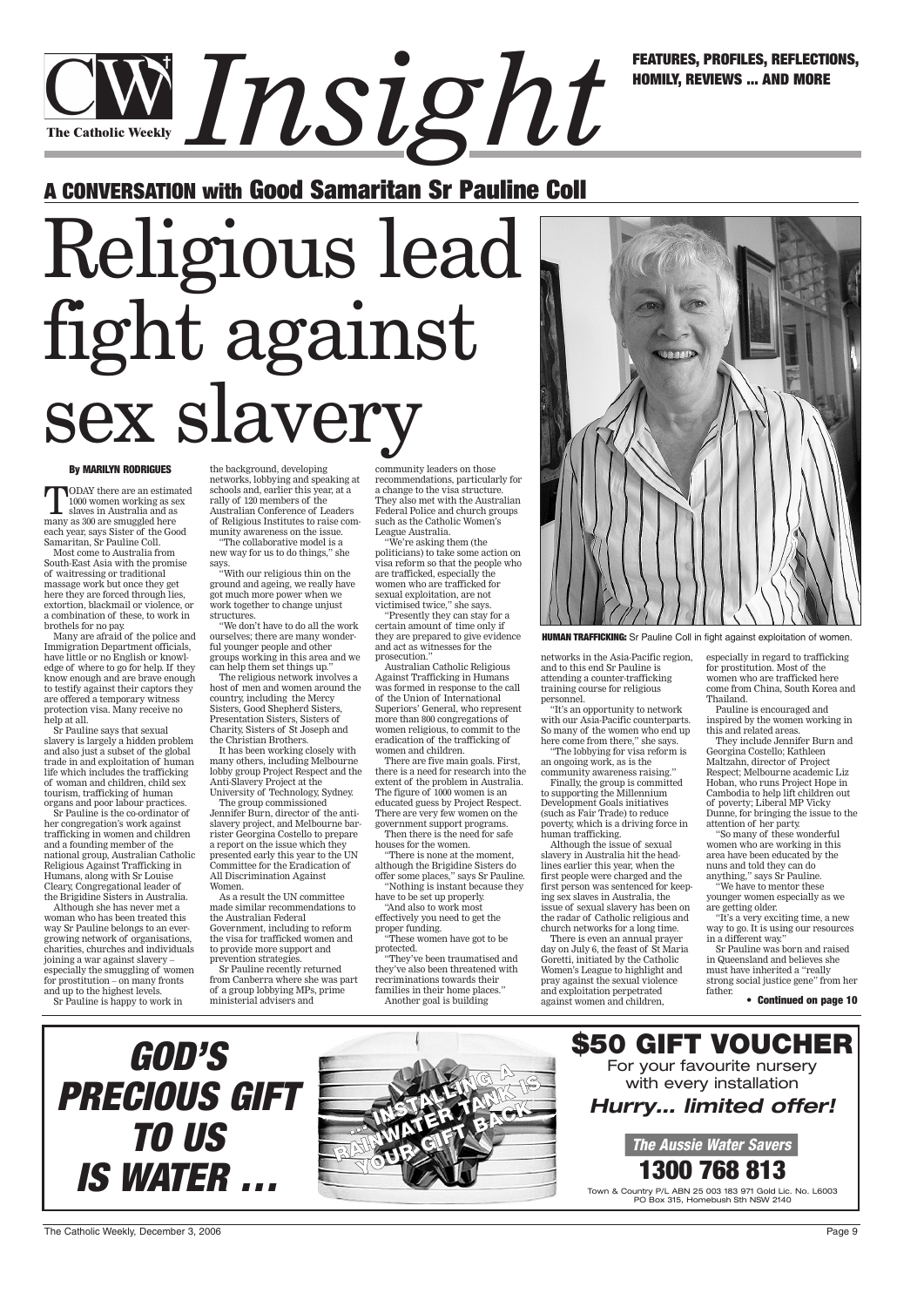# A CONVERSATION with Good Samaritan Sr Pauline Coll

# Religious lead fight against sex slavery

**By MARILYN RODRIGUES**

TODAY there are an estimated 1000 women working as sex slaves in Australia and as many as 300 are smuggled here each year, says Sister of the Good Samaritan, Sr Pauline Coll.

Most come to Australia from South-East Asia with the promise of waitressing or traditional massage work but once they get here they are forced through lies, extortion, blackmail or violence, or a combination of these, to work in brothels for no pay.

Many are afraid of the police and Immigration Department officials, have little or no English or knowledge of where to go for help. If they know enough and are brave enough to testify against their captors they are offered a temporary witness protection visa. Many receive no help at all.

Sr Pauline says that sexual slavery is largely a hidden problem and also just a subset of the global trade in and exploitation of human life which includes the trafficking of woman and children, child sex tourism, trafficking of human organs and poor labour practices.

Sr Pauline is the co-ordinator of her congregation's work against trafficking in women and children and a founding member of the national group, Australian Catholic Religious Against Trafficking in Humans, along with Sr Louise Cleary, Congregational leader of the Brigidine Sisters in Australia.

Although she has never met a woman who has been treated this way Sr Pauline belongs to an ever-growing network of organisations, charities, churches and individuals joining a war against slavery – especially the smuggling of women for prostitution – on many fronts and up to the highest levels.

Sr Pauline is happy to work in the background, developing networks, lobbying and speaking at schools and, earlier this year, at a rally of 120 members of the Australian Conference of Leaders of Religious Institutes to raise community awareness on the issue.

"The collaborative model is a new way for us to do things," she says.

"With our religious thin on the ground and ageing, we really have got much more power when we work together to change unjust structures.

"We don't have to do all the work ourselves; there are many wonderful younger people and other groups working in this area and we can help them set things up."

The religious network involves a host of men and women around the country, including the Mercy Sisters, Good Shepherd Sisters, Presentation Sisters, Sisters of Charity, Sisters of St Joseph and the Christian Brothers.

It has been working closely with many others, including Melbourne lobby group Project Respect and the Anti-Slavery Project at the University of Technology, Sydney.

The group commissioned Jennifer Burn, director of the anti-slavery project, and Melbourne barrister Georgina Costello to prepare a report on the issue which they presented early this year to the UN Committee for the Eradication of All Discrimination Against Women.

As a result the UN committee made similar recommendations to the Australian Federal Government, including to reform the visa for trafficked women and to provide more support and prevention strategies.

Sr Pauline recently returned from Canberra where she was part of a group lobbying MPs, prime ministerial advisers and community leaders on those recommendations, particularly for a change to the visa structure. They also met with the Australian Federal Police and church groups such as the Catholic Women's League Australia.

"We're asking them (the politicians) to take some action on visa reform so that the people who are trafficked, especially the women who are trafficked for sexual exploitation, are not victimised twice," she says.

"Presently they can stay for a certain amount of time only if they are prepared to give evidence and act as witnesses for the prosecution."

Australian Catholic Religious Against Trafficking in Humans was formed in response to the call of the Union of International Superiors' General, who represent more than 800 congregations of women religious, to commit to the eradication of the trafficking of women and children.

There are five main goals. First, there is a need for research into the extent of the problem in Australia. The figure of 1000 women is an educated guess by Project Respect. There are very few women on the government support programs.

Then there is the need for safe houses for the women.

"There is none at the moment, although the Brigidine Sisters do offer some places," says Sr Pauline.

"Nothing is instant because they have to be set up properly.

"And also to work most effectively you need to get the proper funding.

"These women have got to be protected.

"They've been traumatised and they've also been threatened with recriminations towards their families in their home places."

Another goal is building networks in the Asia-Pacific region, and to this end Sr Pauline is attending a counter-trafficking training course for religious personnel.

"It's an opportunity to network with our Asia-Pacific counterparts. So many of the women who end up here come from there," she says.

"The lobbying for visa reform is an ongoing work, as is the community awareness raising."

Finally, the group is committed to supporting the Millennium Development Goals initiatives (such as Fair Trade) to reduce poverty, which is a driving force in human trafficking.

Although the issue of sexual slavery in Australia hit the headlines earlier this year, when the first people were charged and the first person was sentenced for keeping sex slaves in Australia, the issue of sexual slavery has been on the radar of Catholic religious and church networks for a long time.

There is even an annual prayer day on July 6, the feast of St Maria Goretti, initiated by the Catholic Women's League to highlight and pray against the sexual violence and exploitation perpetrated against women and children, especially in regard to trafficking for prostitution. Most of the women who are trafficked here come from China, South Korea and Thailand.

Pauline is encouraged and inspired by the women working in this and related areas.

They include Jennifer Burn and Georgina Costello; Kathleen Maltzahn, director of Project Respect; Melbourne academic Liz Hoban, who runs Project Hope in Cambodia to help lift children out of poverty; Liberal MP Vicky Dunne, for bringing the issue to the attention of her party.

"So many of these wonderful women who are working in this area have been educated by the nuns and told they can do anything," says Sr Pauline.

"We have to mentor these younger women especially as we are getting older.

"It's a very exciting time, a new way to go. It is using our resources in a different way."

Sr Pauline was born and raised in Queensland and believes she must have inherited a "really strong social justice gene" from her father.

**• Continued on page 10**

**HUMAN TRAFFICKING:** Sr Pauline Coll in fight against exploitation of women.

---

***GOD'S PRECIOUS GIFT TO US IS WATER …***

… INSTALLING A RAINWATER TANK IS YOUR GIFT BACK

**$50 GIFT VOUCHER**

For your favourite nursery with every installation

***Hurry... limited offer!***

***The Aussie Water Savers***

**1300 768 813**

Town & Country P/L ABN 25 003 183 971 Gold Lic. No. L6003
PO Box 315, Homebush Sth NSW 2140